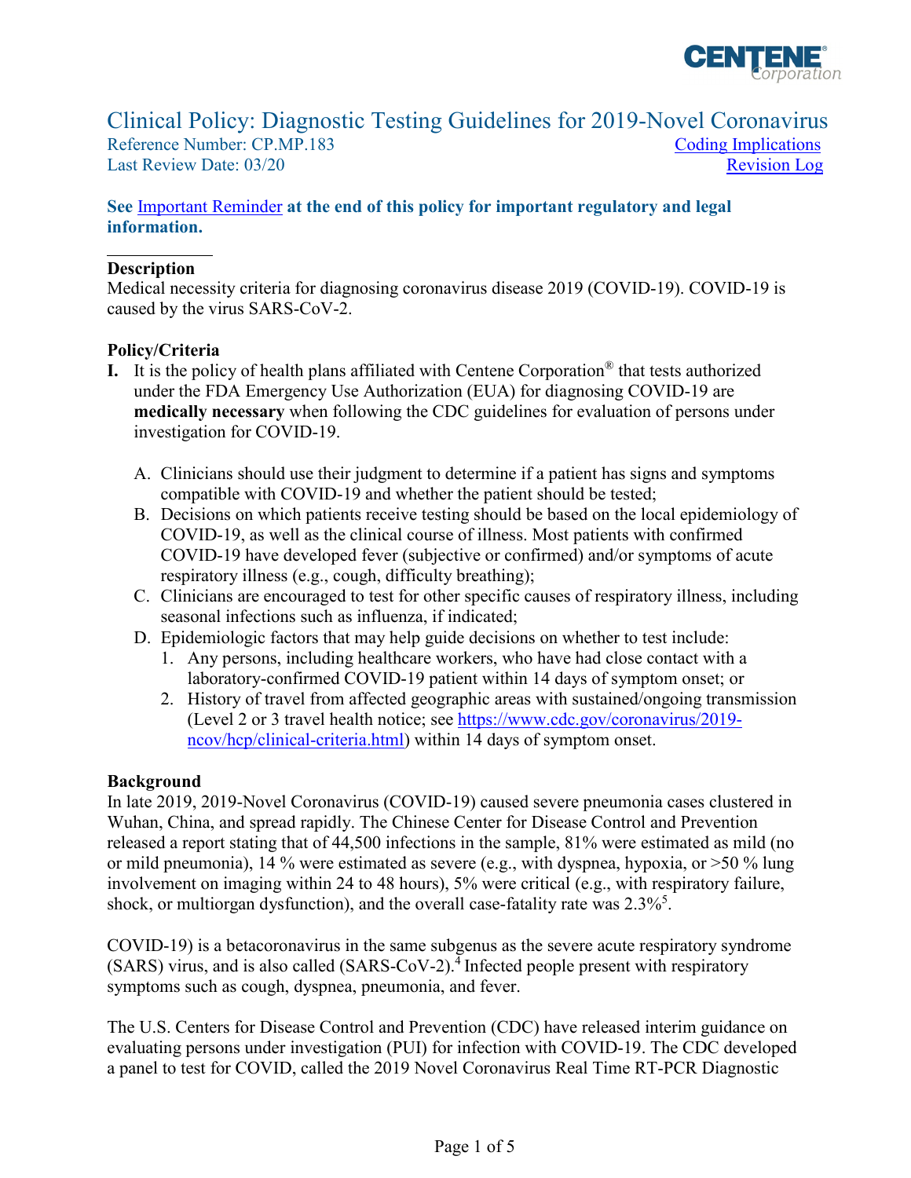# Clinical Policy: Diagnostic Testing Guidelines for 2019-Novel Coronavirus

Reference Number: CP.MP.183
Last Review Date: 03/20

Coding Implications
Revision Log

**See Important Reminder at the end of this policy for important regulatory and legal information.**

## Description

Medical necessity criteria for diagnosing coronavirus disease 2019 (COVID-19). COVID-19 is caused by the virus SARS-CoV-2.

## Policy/Criteria

**I.** It is the policy of health plans affiliated with Centene Corporation® that tests authorized under the FDA Emergency Use Authorization (EUA) for diagnosing COVID-19 are **medically necessary** when following the CDC guidelines for evaluation of persons under investigation for COVID-19.

A. Clinicians should use their judgment to determine if a patient has signs and symptoms compatible with COVID-19 and whether the patient should be tested;
B. Decisions on which patients receive testing should be based on the local epidemiology of COVID-19, as well as the clinical course of illness. Most patients with confirmed COVID-19 have developed fever (subjective or confirmed) and/or symptoms of acute respiratory illness (e.g., cough, difficulty breathing);
C. Clinicians are encouraged to test for other specific causes of respiratory illness, including seasonal infections such as influenza, if indicated;
D. Epidemiologic factors that may help guide decisions on whether to test include:
   1. Any persons, including healthcare workers, who have had close contact with a laboratory-confirmed COVID-19 patient within 14 days of symptom onset; or
   2. History of travel from affected geographic areas with sustained/ongoing transmission (Level 2 or 3 travel health notice; see https://www.cdc.gov/coronavirus/2019-ncov/hcp/clinical-criteria.html) within 14 days of symptom onset.

## Background

In late 2019, 2019-Novel Coronavirus (COVID-19) caused severe pneumonia cases clustered in Wuhan, China, and spread rapidly. The Chinese Center for Disease Control and Prevention released a report stating that of 44,500 infections in the sample, 81% were estimated as mild (no or mild pneumonia), 14 % were estimated as severe (e.g., with dyspnea, hypoxia, or >50 % lung involvement on imaging within 24 to 48 hours), 5% were critical (e.g., with respiratory failure, shock, or multiorgan dysfunction), and the overall case-fatality rate was 2.3%[5].

COVID-19) is a betacoronavirus in the same subgenus as the severe acute respiratory syndrome (SARS) virus, and is also called (SARS-CoV-2).[4] Infected people present with respiratory symptoms such as cough, dyspnea, pneumonia, and fever.

The U.S. Centers for Disease Control and Prevention (CDC) have released interim guidance on evaluating persons under investigation (PUI) for infection with COVID-19. The CDC developed a panel to test for COVID, called the 2019 Novel Coronavirus Real Time RT-PCR Diagnostic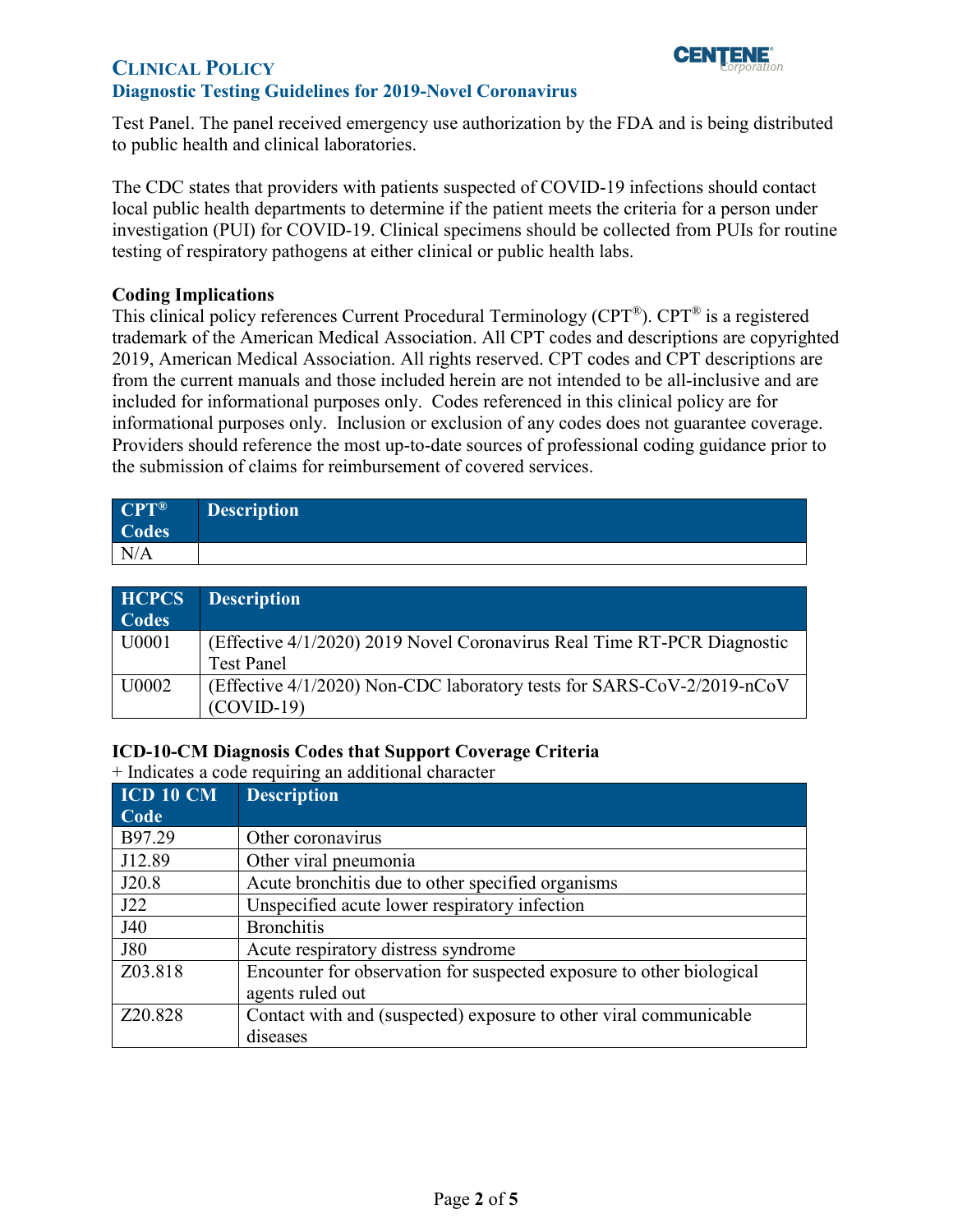Test Panel. The panel received emergency use authorization by the FDA and is being distributed to public health and clinical laboratories.

The CDC states that providers with patients suspected of COVID-19 infections should contact local public health departments to determine if the patient meets the criteria for a person under investigation (PUI) for COVID-19. Clinical specimens should be collected from PUIs for routine testing of respiratory pathogens at either clinical or public health labs.

### Coding Implications

This clinical policy references Current Procedural Terminology (CPT®). CPT® is a registered trademark of the American Medical Association. All CPT codes and descriptions are copyrighted 2019, American Medical Association. All rights reserved. CPT codes and CPT descriptions are from the current manuals and those included herein are not intended to be all-inclusive and are included for informational purposes only. Codes referenced in this clinical policy are for informational purposes only. Inclusion or exclusion of any codes does not guarantee coverage. Providers should reference the most up-to-date sources of professional coding guidance prior to the submission of claims for reimbursement of covered services.

| CPT® Codes | Description |
|---|---|
| N/A | |

| HCPCS Codes | Description |
|---|---|
| U0001 | (Effective 4/1/2020) 2019 Novel Coronavirus Real Time RT-PCR Diagnostic Test Panel |
| U0002 | (Effective 4/1/2020) Non-CDC laboratory tests for SARS-CoV-2/2019-nCoV (COVID-19) |

### ICD-10-CM Diagnosis Codes that Support Coverage Criteria

+ Indicates a code requiring an additional character

| ICD 10 CM Code | Description |
|---|---|
| B97.29 | Other coronavirus |
| J12.89 | Other viral pneumonia |
| J20.8 | Acute bronchitis due to other specified organisms |
| J22 | Unspecified acute lower respiratory infection |
| J40 | Bronchitis |
| J80 | Acute respiratory distress syndrome |
| Z03.818 | Encounter for observation for suspected exposure to other biological agents ruled out |
| Z20.828 | Contact with and (suspected) exposure to other viral communicable diseases |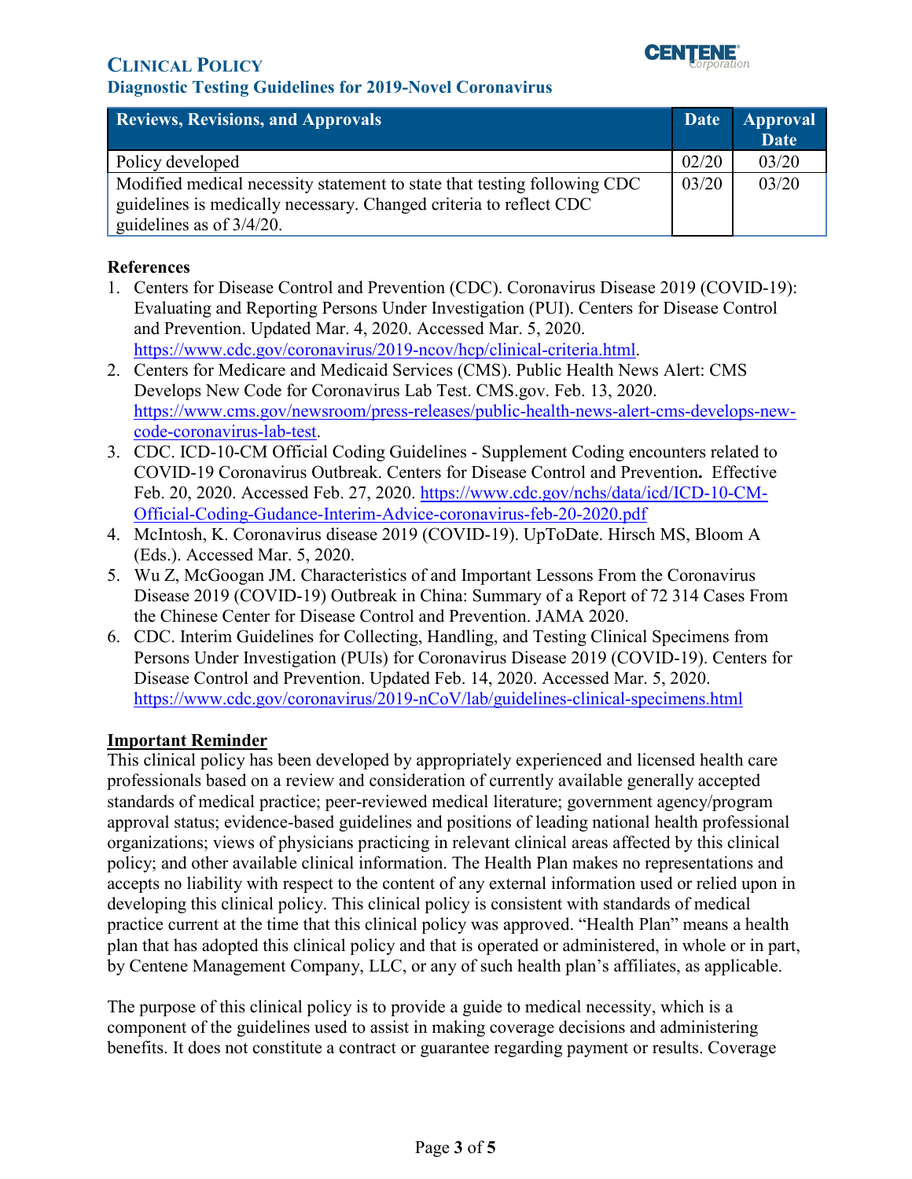| Reviews, Revisions, and Approvals | Date | Approval Date |
|---|---|---|
| Policy developed | 02/20 | 03/20 |
| Modified medical necessity statement to state that testing following CDC guidelines is medically necessary. Changed criteria to reflect CDC guidelines as of 3/4/20. | 03/20 | 03/20 |

## References

1. Centers for Disease Control and Prevention (CDC). Coronavirus Disease 2019 (COVID-19): Evaluating and Reporting Persons Under Investigation (PUI). Centers for Disease Control and Prevention. Updated Mar. 4, 2020. Accessed Mar. 5, 2020. https://www.cdc.gov/coronavirus/2019-ncov/hcp/clinical-criteria.html.
2. Centers for Medicare and Medicaid Services (CMS). Public Health News Alert: CMS Develops New Code for Coronavirus Lab Test. CMS.gov. Feb. 13, 2020. https://www.cms.gov/newsroom/press-releases/public-health-news-alert-cms-develops-new-code-coronavirus-lab-test.
3. CDC. ICD-10-CM Official Coding Guidelines - Supplement Coding encounters related to COVID-19 Coronavirus Outbreak. Centers for Disease Control and Prevention**.** Effective Feb. 20, 2020. Accessed Feb. 27, 2020. https://www.cdc.gov/nchs/data/icd/ICD-10-CM-Official-Coding-Gudance-Interim-Advice-coronavirus-feb-20-2020.pdf
4. McIntosh, K. Coronavirus disease 2019 (COVID-19). UpToDate. Hirsch MS, Bloom A (Eds.). Accessed Mar. 5, 2020.
5. Wu Z, McGoogan JM. Characteristics of and Important Lessons From the Coronavirus Disease 2019 (COVID-19) Outbreak in China: Summary of a Report of 72 314 Cases From the Chinese Center for Disease Control and Prevention. JAMA 2020.
6. CDC. Interim Guidelines for Collecting, Handling, and Testing Clinical Specimens from Persons Under Investigation (PUIs) for Coronavirus Disease 2019 (COVID-19). Centers for Disease Control and Prevention. Updated Feb. 14, 2020. Accessed Mar. 5, 2020. https://www.cdc.gov/coronavirus/2019-nCoV/lab/guidelines-clinical-specimens.html

## Important Reminder

This clinical policy has been developed by appropriately experienced and licensed health care professionals based on a review and consideration of currently available generally accepted standards of medical practice; peer-reviewed medical literature; government agency/program approval status; evidence-based guidelines and positions of leading national health professional organizations; views of physicians practicing in relevant clinical areas affected by this clinical policy; and other available clinical information. The Health Plan makes no representations and accepts no liability with respect to the content of any external information used or relied upon in developing this clinical policy. This clinical policy is consistent with standards of medical practice current at the time that this clinical policy was approved. "Health Plan" means a health plan that has adopted this clinical policy and that is operated or administered, in whole or in part, by Centene Management Company, LLC, or any of such health plan's affiliates, as applicable.

The purpose of this clinical policy is to provide a guide to medical necessity, which is a component of the guidelines used to assist in making coverage decisions and administering benefits. It does not constitute a contract or guarantee regarding payment or results. Coverage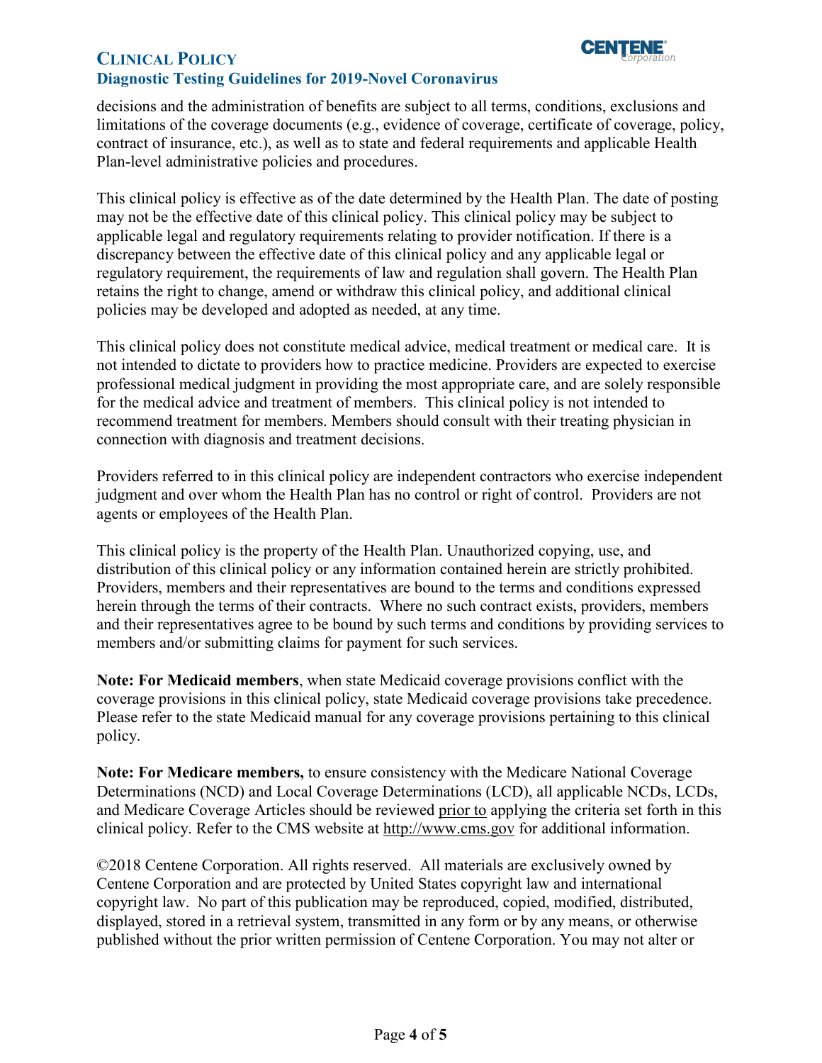decisions and the administration of benefits are subject to all terms, conditions, exclusions and limitations of the coverage documents (e.g., evidence of coverage, certificate of coverage, policy, contract of insurance, etc.), as well as to state and federal requirements and applicable Health Plan-level administrative policies and procedures.

This clinical policy is effective as of the date determined by the Health Plan. The date of posting may not be the effective date of this clinical policy. This clinical policy may be subject to applicable legal and regulatory requirements relating to provider notification. If there is a discrepancy between the effective date of this clinical policy and any applicable legal or regulatory requirement, the requirements of law and regulation shall govern. The Health Plan retains the right to change, amend or withdraw this clinical policy, and additional clinical policies may be developed and adopted as needed, at any time.

This clinical policy does not constitute medical advice, medical treatment or medical care. It is not intended to dictate to providers how to practice medicine. Providers are expected to exercise professional medical judgment in providing the most appropriate care, and are solely responsible for the medical advice and treatment of members. This clinical policy is not intended to recommend treatment for members. Members should consult with their treating physician in connection with diagnosis and treatment decisions.

Providers referred to in this clinical policy are independent contractors who exercise independent judgment and over whom the Health Plan has no control or right of control. Providers are not agents or employees of the Health Plan.

This clinical policy is the property of the Health Plan. Unauthorized copying, use, and distribution of this clinical policy or any information contained herein are strictly prohibited. Providers, members and their representatives are bound to the terms and conditions expressed herein through the terms of their contracts. Where no such contract exists, providers, members and their representatives agree to be bound by such terms and conditions by providing services to members and/or submitting claims for payment for such services.

**Note: For Medicaid members**, when state Medicaid coverage provisions conflict with the coverage provisions in this clinical policy, state Medicaid coverage provisions take precedence. Please refer to the state Medicaid manual for any coverage provisions pertaining to this clinical policy.

**Note: For Medicare members,** to ensure consistency with the Medicare National Coverage Determinations (NCD) and Local Coverage Determinations (LCD), all applicable NCDs, LCDs, and Medicare Coverage Articles should be reviewed prior to applying the criteria set forth in this clinical policy. Refer to the CMS website at http://www.cms.gov for additional information.

©2018 Centene Corporation. All rights reserved. All materials are exclusively owned by Centene Corporation and are protected by United States copyright law and international copyright law. No part of this publication may be reproduced, copied, modified, distributed, displayed, stored in a retrieval system, transmitted in any form or by any means, or otherwise published without the prior written permission of Centene Corporation. You may not alter or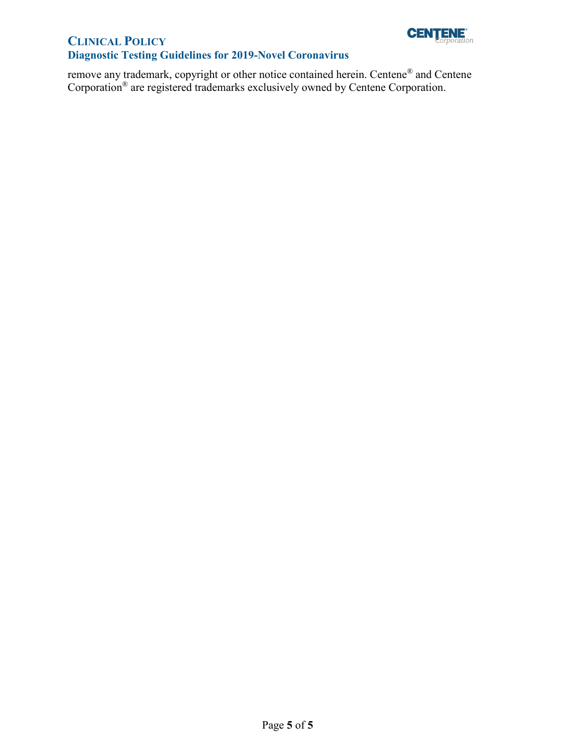remove any trademark, copyright or other notice contained herein. Centene® and Centene Corporation® are registered trademarks exclusively owned by Centene Corporation.